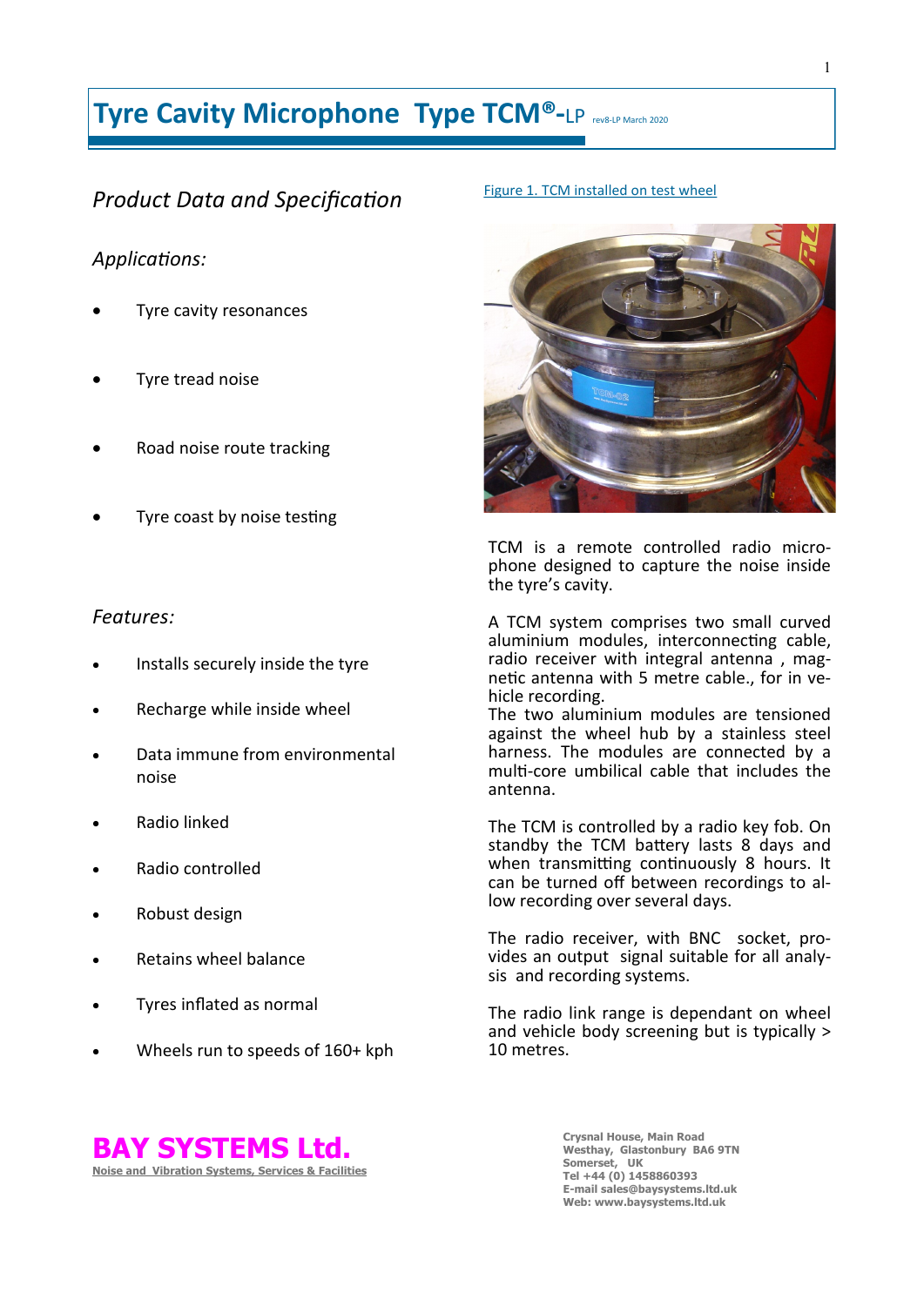# Tyre Cavity Microphone Type TCM®-LP rev8-LP March 2020

## *Product Data and Specification*

### *Applications:*

- Tyre cavity resonances
- Tyre tread noise
- Road noise route tracking
- Tyre coast by noise testing

### *Features:*

- Installs securely inside the tyre
- Recharge while inside wheel
- Data immune from environmental noise
- Radio linked
- Radio controlled
- Robust design
- Retains wheel balance
- Tyres inflated as normal
- Wheels run to speeds of 160+ kph

Figure 1. TCM installed on test wheel

TCM is a remote controlled radio microphone designed to capture the noise inside the tyre's cavity.

A TCM system comprises two small curved aluminium modules, interconnecting cable, radio receiver with integral antenna , magnetic antenna with 5 metre cable., for in vehicle recording.
The two aluminium modules are tensioned against the wheel hub by a stainless steel harness. The modules are connected by a multi-core umbilical cable that includes the antenna.

The TCM is controlled by a radio key fob. On standby the TCM battery lasts 8 days and when transmitting continuously 8 hours. It can be turned off between recordings to allow recording over several days.

The radio receiver, with BNC socket, provides an output signal suitable for all analysis and recording systems.

The radio link range is dependant on wheel and vehicle body screening but is typically > 10 metres.

**BAY SYSTEMS Ltd.**
Noise and Vibration Systems, Services & Facilities

**Crysnal House, Main Road**
**Westhay, Glastonbury BA6 9TN**
**Somerset, UK**
**Tel +44 (0) 1458860393**
**E-mail sales@baysystems.ltd.uk**
**Web: www.baysystems.ltd.uk**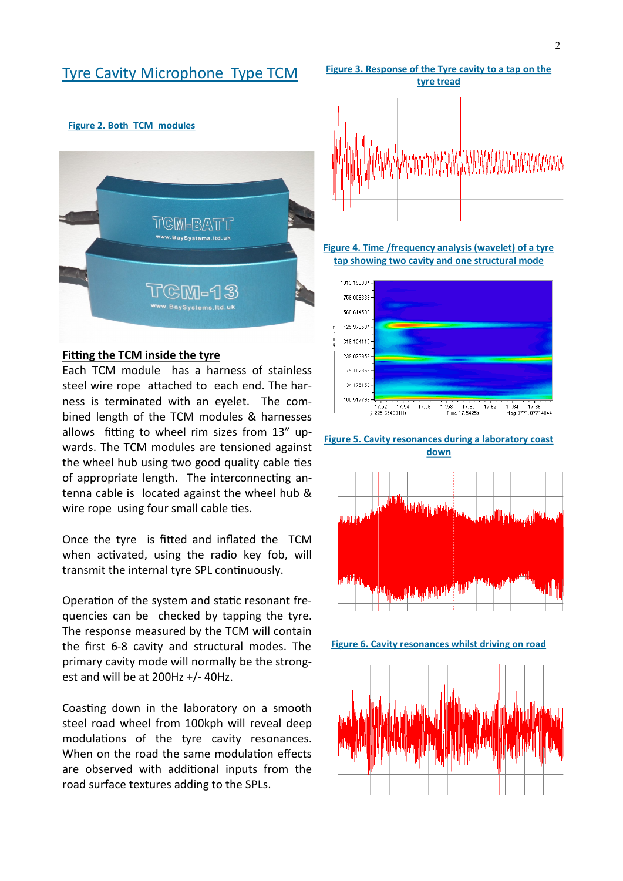# Tyre Cavity Microphone Type TCM

**Figure 2. Both TCM modules**

## Fitting the TCM inside the tyre

Each TCM module has a harness of stainless steel wire rope attached to each end. The harness is terminated with an eyelet. The combined length of the TCM modules & harnesses allows fitting to wheel rim sizes from 13" upwards. The TCM modules are tensioned against the wheel hub using two good quality cable ties of appropriate length. The interconnecting antenna cable is located against the wheel hub & wire rope using four small cable ties.

Once the tyre is fitted and inflated the TCM when activated, using the radio key fob, will transmit the internal tyre SPL continuously.

Operation of the system and static resonant frequencies can be checked by tapping the tyre. The response measured by the TCM will contain the first 6-8 cavity and structural modes. The primary cavity mode will normally be the strongest and will be at 200Hz +/- 40Hz.

Coasting down in the laboratory on a smooth steel road wheel from 100kph will reveal deep modulations of the tyre cavity resonances. When on the road the same modulation effects are observed with additional inputs from the road surface textures adding to the SPLs.

**Figure 3. Response of the Tyre cavity to a tap on the tyre tread**

**Figure 4. Time /frequency analysis (wavelet) of a tyre tap showing two cavity and one structural mode**

**Figure 5. Cavity resonances during a laboratory coast down**

**Figure 6. Cavity resonances whilst driving on road**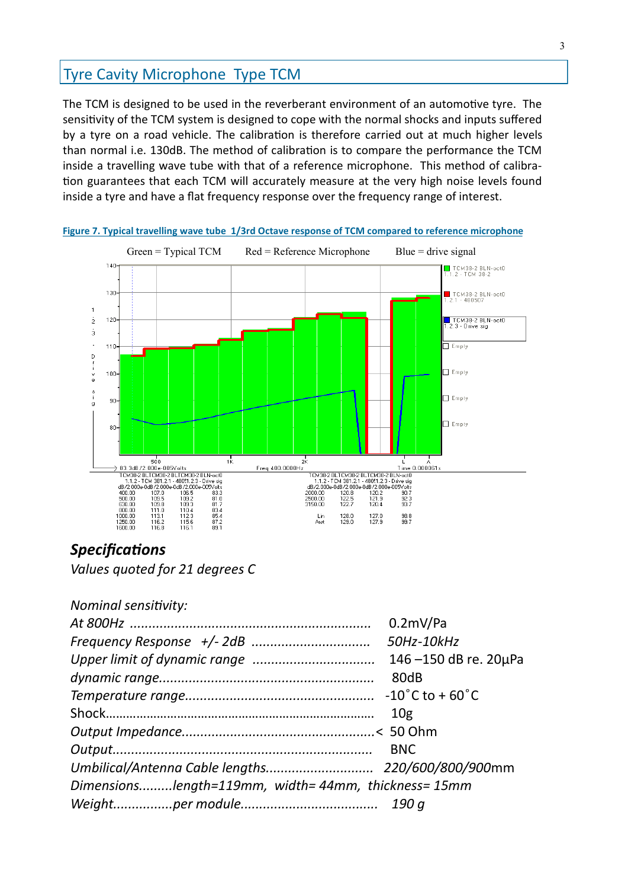## Tyre Cavity Microphone Type TCM

The TCM is designed to be used in the reverberant environment of an automotive tyre. The sensitivity of the TCM system is designed to cope with the normal shocks and inputs suffered by a tyre on a road vehicle. The calibration is therefore carried out at much higher levels than normal i.e. 130dB. The method of calibration is to compare the performance the TCM inside a travelling wave tube with that of a reference microphone. This method of calibration guarantees that each TCM will accurately measure at the very high noise levels found inside a tyre and have a flat frequency response over the frequency range of interest.

**Figure 7. Typical travelling wave tube 1/3rd Octave response of TCM compared to reference microphone**

Green = Typical TCM  Red = Reference Microphone  Blue = drive signal

| Freq | TCM | Reference | Drive sig |
|---|---|---|---|
| 400.00 | 107.0 | 106.5 | 83.3 |
| 500.00 | 109.5 | 109.2 | 81.0 |
| 630.00 | 109.8 | 109.3 | 81.7 |
| 800.00 | 111.0 | 110.4 | 83.4 |
| 1000.00 | 113.1 | 112.3 | 85.4 |
| 1250.00 | 116.2 | 115.6 | 87.2 |
| 1600.00 | 116.8 | 116.1 | 89.1 |
| 2000.00 | 120.8 | 120.2 | 90.7 |
| 2500.00 | 122.5 | 121.9 | 92.3 |
| 3150.00 | 122.7 | 120.4 | 93.7 |
| Lin | 128.0 | 127.0 | 98.8 |
| Awt | 129.0 | 127.9 | 99.7 |

### *Specifications*

*Values quoted for 21 degrees C*

*Nominal sensitivity:*

| | |
|---|---|
| *At 800Hz* | 0.2mV/Pa |
| *Frequency Response +/- 2dB* | *50Hz-10kHz* |
| *Upper limit of dynamic range* | 146 –150 dB re. 20µPa |
| *dynamic range* | 80dB |
| *Temperature range* | -10˚C to + 60˚C |
| Shock | 10g |
| *Output Impedance* | < 50 Ohm |
| *Output* | BNC |
| *Umbilical/Antenna Cable lengths* | *220/600/800/900*mm |
| *Dimensions* | *length=119mm, width= 44mm, thickness= 15mm* |
| *Weight per module* | *190 g* |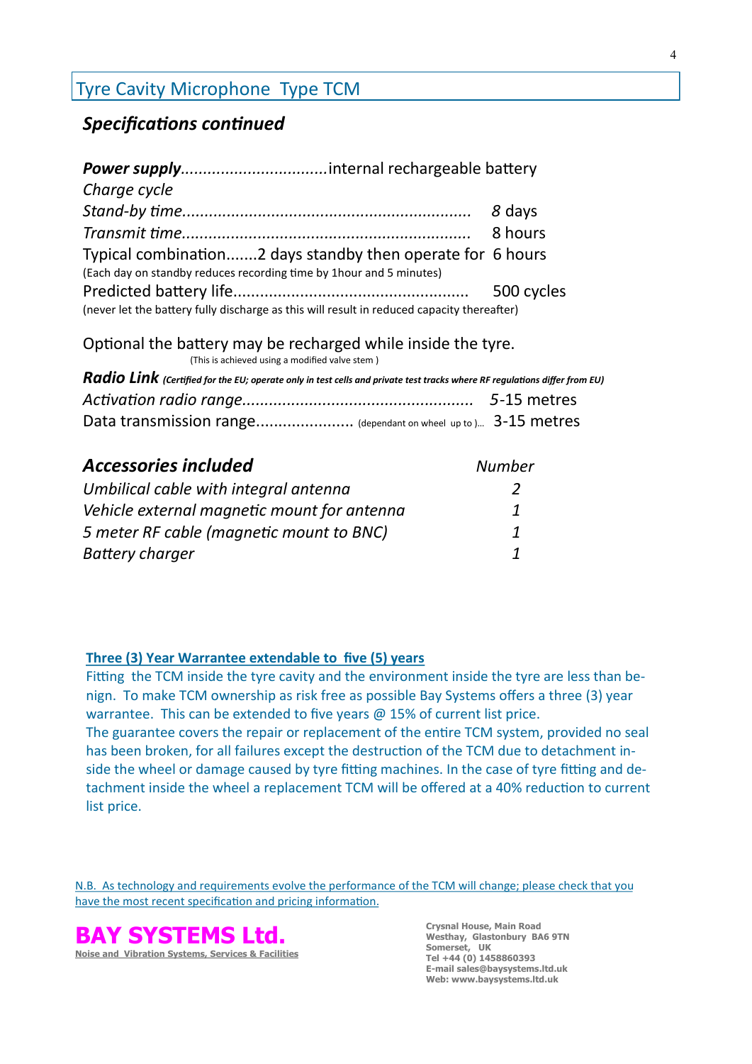## Tyre Cavity Microphone Type TCM

### *Specifications continued*

***Power supply***................................internal rechargeable battery

*Charge cycle*

*Stand-by time*................................................................ *8* days

*Transmit time*................................................................ 8 hours

Typical combination.......2 days standby then operate for 6 hours

(Each day on standby reduces recording time by 1hour and 5 minutes)

Predicted battery life.................................................... 500 cycles

(never let the battery fully discharge as this will result in reduced capacity thereafter)

Optional the battery may be recharged while inside the tyre.

(This is achieved using a modified valve stem )

***Radio Link*** ***(Certified for the EU; operate only in test cells and private test tracks where RF regulations differ from EU)***

*Activation radio range*.................................................... 5-15 metres

Data transmission range...................... (dependant on wheel up to )... 3-15 metres

| ***Accessories included*** | *Number* |
|---|---|
| *Umbilical cable with integral antenna* | *2* |
| *Vehicle external magnetic mount for antenna* | *1* |
| *5 meter RF cable (magnetic mount to BNC)* | *1* |
| *Battery charger* | *1* |

**Three (3) Year Warrantee extendable to five (5) years**

Fitting the TCM inside the tyre cavity and the environment inside the tyre are less than benign. To make TCM ownership as risk free as possible Bay Systems offers a three (3) year warrantee. This can be extended to five years @ 15% of current list price.

The guarantee covers the repair or replacement of the entire TCM system, provided no seal has been broken, for all failures except the destruction of the TCM due to detachment inside the wheel or damage caused by tyre fitting machines. In the case of tyre fitting and detachment inside the wheel a replacement TCM will be offered at a 40% reduction to current list price.

N.B. As technology and requirements evolve the performance of the TCM will change; please check that you have the most recent specification and pricing information.

**BAY SYSTEMS Ltd.**

Noise and Vibration Systems, Services & Facilities

Crysnal House, Main Road
Westhay, Glastonbury BA6 9TN
Somerset, UK
Tel +44 (0) 1458860393
E-mail sales@baysystems.ltd.uk
Web: www.baysystems.ltd.uk